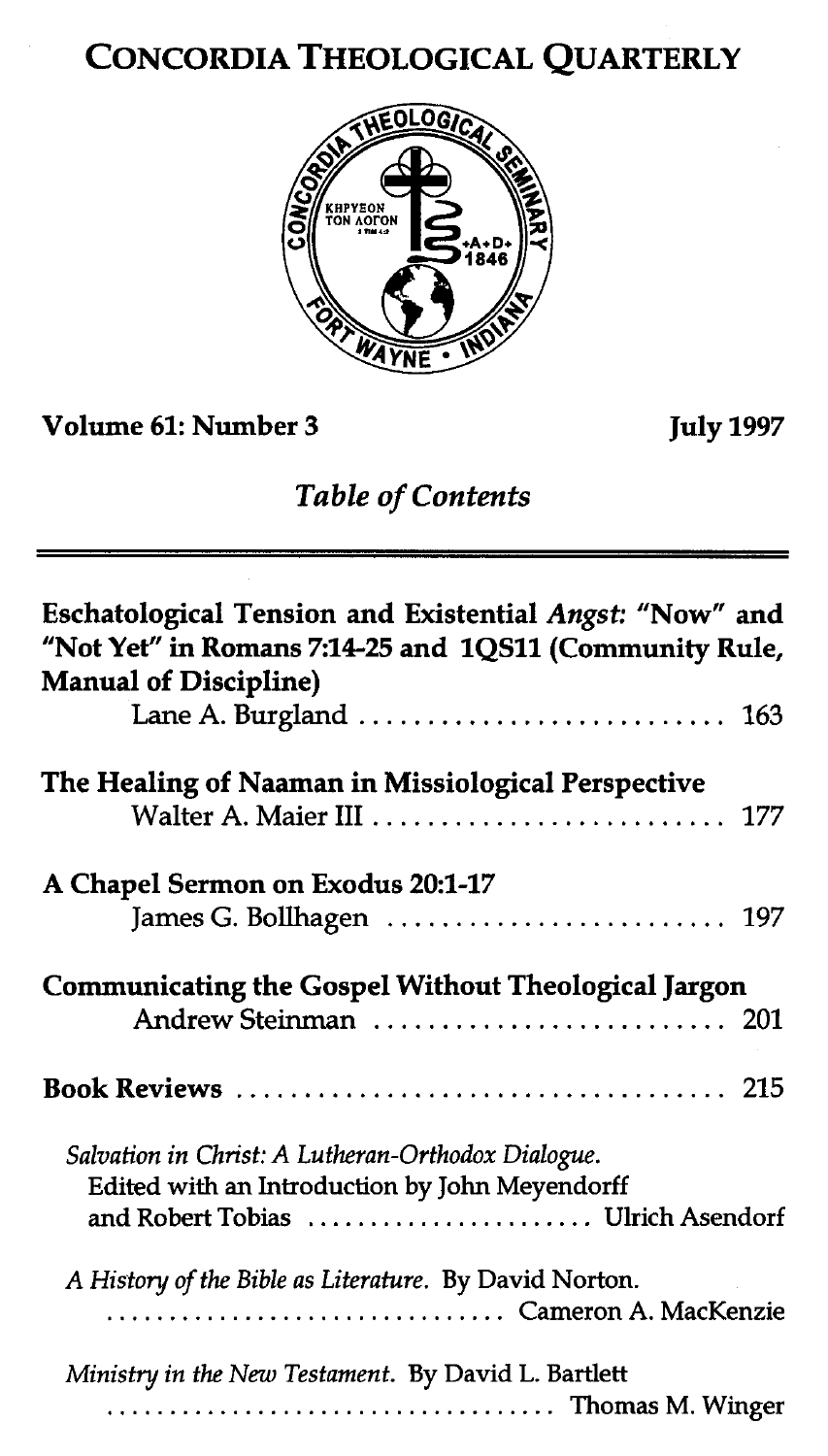# CONCORDIA THEOLOGICAL QUARTERLY

**Volume 61: Number 3** **July 1997**

*Table of Contents*

---

**Eschatological Tension and Existential *Angst*: "Now" and "Not Yet" in Romans 7:14-25 and 1QS11 (Community Rule, Manual of Discipline)**
Lane A. Burgland .......................... 163

**The Healing of Naaman in Missiological Perspective**
Walter A. Maier III .......................... 177

**A Chapel Sermon on Exodus 20:1-17**
James G. Bollhagen .......................... 197

**Communicating the Gospel Without Theological Jargon**
Andrew Steinman .......................... 201

**Book Reviews** .......................... 215

*Salvation in Christ: A Lutheran-Orthodox Dialogue.* Edited with an Introduction by John Meyendorff and Robert Tobias .......................... Ulrich Asendorf

*A History of the Bible as Literature.* By David Norton. .......................... Cameron A. MacKenzie

*Ministry in the New Testament.* By David L. Bartlett .......................... Thomas M. Winger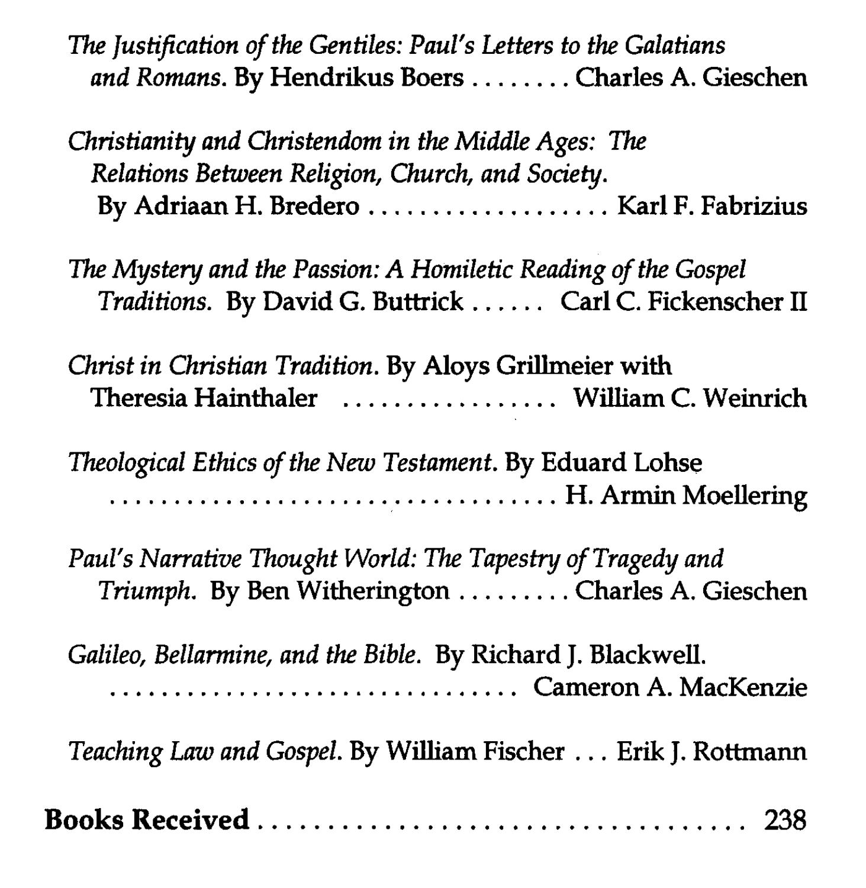*The Justification of the Gentiles: Paul's Letters to the Galatians and Romans*. By Hendrikus Boers ........ Charles A. Gieschen

*Christianity and Christendom in the Middle Ages: The Relations Between Religion, Church, and Society*. By Adriaan H. Bredero .................... Karl F. Fabrizius

*The Mystery and the Passion: A Homiletic Reading of the Gospel Traditions*. By David G. Buttrick ...... Carl C. Fickenscher II

*Christ in Christian Tradition*. By Aloys Grillmeier with Theresia Hainthaler .................. William C. Weinrich

*Theological Ethics of the New Testament*. By Eduard Lohse .................................. H. Armin Moellering

*Paul's Narrative Thought World: The Tapestry of Tragedy and Triumph*. By Ben Witherington ......... Charles A. Gieschen

*Galileo, Bellarmine, and the Bible*. By Richard J. Blackwell. .............................. Cameron A. MacKenzie

*Teaching Law and Gospel*. By William Fischer ... Erik J. Rottmann

**Books Received** .................................. 238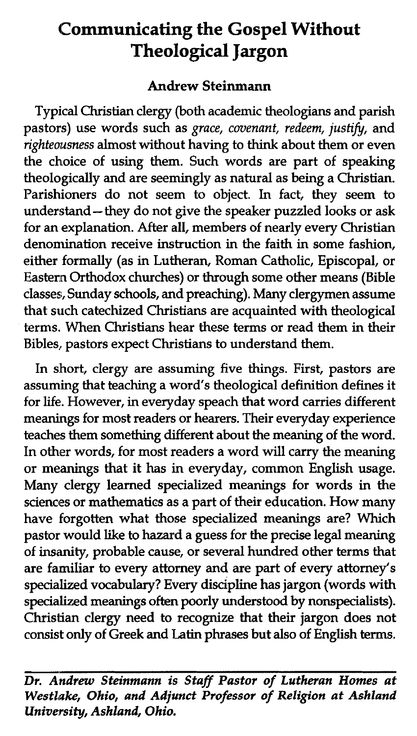# Communicating the Gospel Without Theological Jargon

### Andrew Steinmann

Typical Christian clergy (both academic theologians and parish pastors) use words such as *grace, covenant, redeem, justify,* and *righteousness* almost without having to think about them or even the choice of using them. Such words are part of speaking theologically and are seemingly as natural as being a Christian. Parishioners do not seem to object. In fact, they seem to understand—they do not give the speaker puzzled looks or ask for an explanation. After all, members of nearly every Christian denomination receive instruction in the faith in some fashion, either formally (as in Lutheran, Roman Catholic, Episcopal, or Eastern Orthodox churches) or through some other means (Bible classes, Sunday schools, and preaching). Many clergymen assume that such catechized Christians are acquainted with theological terms. When Christians hear these terms or read them in their Bibles, pastors expect Christians to understand them.

In short, clergy are assuming five things. First, pastors are assuming that teaching a word's theological definition defines it for life. However, in everyday speach that word carries different meanings for most readers or hearers. Their everyday experience teaches them something different about the meaning of the word. In other words, for most readers a word will carry the meaning or meanings that it has in everyday, common English usage. Many clergy learned specialized meanings for words in the sciences or mathematics as a part of their education. How many have forgotten what those specialized meanings are? Which pastor would like to hazard a guess for the precise legal meaning of insanity, probable cause, or several hundred other terms that are familiar to every attorney and are part of every attorney's specialized vocabulary? Every discipline has jargon (words with specialized meanings often poorly understood by nonspecialists). Christian clergy need to recognize that their jargon does not consist only of Greek and Latin phrases but also of English terms.

---

***Dr. Andrew Steinmann is Staff Pastor of Lutheran Homes at Westlake, Ohio, and Adjunct Professor of Religion at Ashland University, Ashland, Ohio.***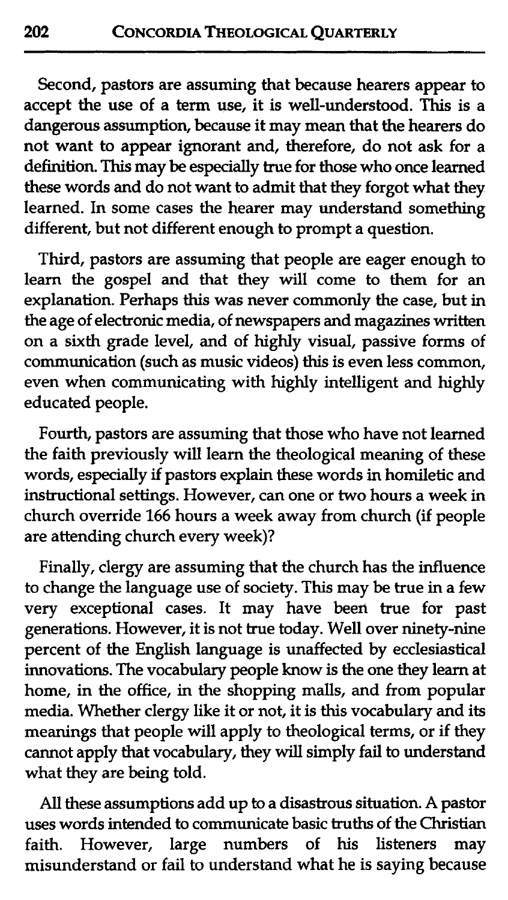Second, pastors are assuming that because hearers appear to accept the use of a term use, it is well-understood. This is a dangerous assumption, because it may mean that the hearers do not want to appear ignorant and, therefore, do not ask for a definition. This may be especially true for those who once learned these words and do not want to admit that they forgot what they learned. In some cases the hearer may understand something different, but not different enough to prompt a question.

Third, pastors are assuming that people are eager enough to learn the gospel and that they will come to them for an explanation. Perhaps this was never commonly the case, but in the age of electronic media, of newspapers and magazines written on a sixth grade level, and of highly visual, passive forms of communication (such as music videos) this is even less common, even when communicating with highly intelligent and highly educated people.

Fourth, pastors are assuming that those who have not learned the faith previously will learn the theological meaning of these words, especially if pastors explain these words in homiletic and instructional settings. However, can one or two hours a week in church override 166 hours a week away from church (if people are attending church every week)?

Finally, clergy are assuming that the church has the influence to change the language use of society. This may be true in a few very exceptional cases. It may have been true for past generations. However, it is not true today. Well over ninety-nine percent of the English language is unaffected by ecclesiastical innovations. The vocabulary people know is the one they learn at home, in the office, in the shopping malls, and from popular media. Whether clergy like it or not, it is this vocabulary and its meanings that people will apply to theological terms, or if they cannot apply that vocabulary, they will simply fail to understand what they are being told.

All these assumptions add up to a disastrous situation. A pastor uses words intended to communicate basic truths of the Christian faith. However, large numbers of his listeners may misunderstand or fail to understand what he is saying because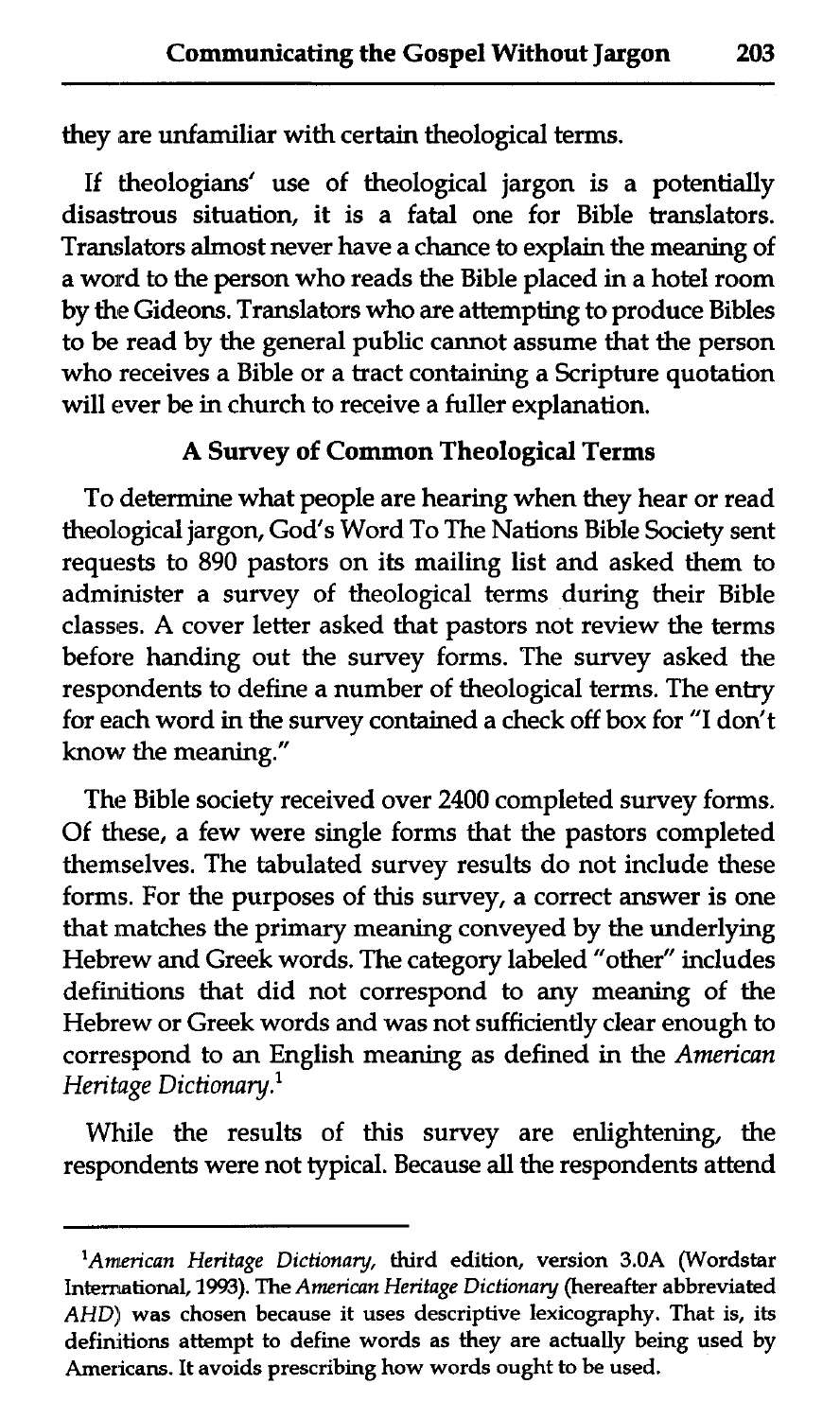they are unfamiliar with certain theological terms.

If theologians' use of theological jargon is a potentially disastrous situation, it is a fatal one for Bible translators. Translators almost never have a chance to explain the meaning of a word to the person who reads the Bible placed in a hotel room by the Gideons. Translators who are attempting to produce Bibles to be read by the general public cannot assume that the person who receives a Bible or a tract containing a Scripture quotation will ever be in church to receive a fuller explanation.

## A Survey of Common Theological Terms

To determine what people are hearing when they hear or read theological jargon, God's Word To The Nations Bible Society sent requests to 890 pastors on its mailing list and asked them to administer a survey of theological terms during their Bible classes. A cover letter asked that pastors not review the terms before handing out the survey forms. The survey asked the respondents to define a number of theological terms. The entry for each word in the survey contained a check off box for "I don't know the meaning."

The Bible society received over 2400 completed survey forms. Of these, a few were single forms that the pastors completed themselves. The tabulated survey results do not include these forms. For the purposes of this survey, a correct answer is one that matches the primary meaning conveyed by the underlying Hebrew and Greek words. The category labeled "other" includes definitions that did not correspond to any meaning of the Hebrew or Greek words and was not sufficiently clear enough to correspond to an English meaning as defined in the *American Heritage Dictionary*.[1]

While the results of this survey are enlightening, the respondents were not typical. Because all the respondents attend

---

[1] *American Heritage Dictionary*, third edition, version 3.0A (Wordstar International, 1993). The *American Heritage Dictionary* (hereafter abbreviated *AHD*) was chosen because it uses descriptive lexicography. That is, its definitions attempt to define words as they are actually being used by Americans. It avoids prescribing how words ought to be used.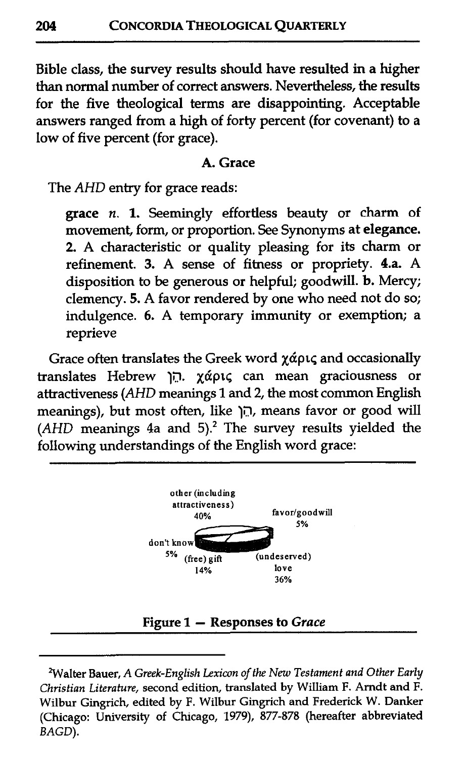Bible class, the survey results should have resulted in a higher than normal number of correct answers. Nevertheless, the results for the five theological terms are disappointing. Acceptable answers ranged from a high of forty percent (for covenant) to a low of five percent (for grace).

### A. Grace

The *AHD* entry for grace reads:

> **grace** *n.* **1.** Seemingly effortless beauty or charm of movement, form, or proportion. See Synonyms **at elegance.** **2.** A characteristic or quality pleasing for its charm or refinement. **3.** A sense of fitness or propriety. **4.a.** A disposition to be generous or helpful; goodwill. **b.** Mercy; clemency. **5.** A favor rendered by one who need not do so; indulgence. **6.** A temporary immunity or exemption; a reprieve

Grace often translates the Greek word χάρις and occasionally translates Hebrew חֵן. χάρις can mean graciousness or attractiveness (*AHD* meanings 1 and 2, the most common English meanings), but most often, like חֵן, means favor or good will (*AHD* meanings 4a and 5).[2] The survey results yielded the following understandings of the English word grace:

other (including attractiveness) 40%
favor/goodwill 5%
don't know 5%
(free) gift 14%
(undeserved) love 36%

**Figure 1 — Responses to *Grace***

---

[2] Walter Bauer, *A Greek-English Lexicon of the New Testament and Other Early Christian Literature*, second edition, translated by William F. Arndt and F. Wilbur Gingrich, edited by F. Wilbur Gingrich and Frederick W. Danker (Chicago: University of Chicago, 1979), 877-878 (hereafter abbreviated *BAGD*).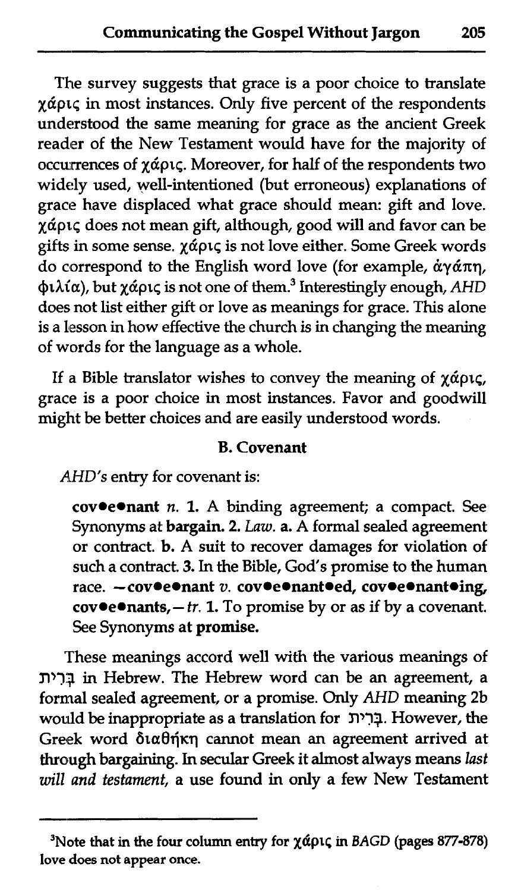The survey suggests that grace is a poor choice to translate χάρις in most instances. Only five percent of the respondents understood the same meaning for grace as the ancient Greek reader of the New Testament would have for the majority of occurrences of χάρις. Moreover, for half of the respondents two widely used, well-intentioned (but erroneous) explanations of grace have displaced what grace should mean: gift and love. χάρις does not mean gift, although, good will and favor can be gifts in some sense. χάρις is not love either. Some Greek words do correspond to the English word love (for example, ἀγάπη, φιλία), but χάρις is not one of them.[3] Interestingly enough, *AHD* does not list either gift or love as meanings for grace. This alone is a lesson in how effective the church is in changing the meaning of words for the language as a whole.

If a Bible translator wishes to convey the meaning of χάρις, grace is a poor choice in most instances. Favor and goodwill might be better choices and are easily understood words.

### B. Covenant

*AHD's* entry for covenant is:

> **cov•e•nant** *n.* **1.** A binding agreement; a compact. See Synonyms at **bargain. 2.** *Law.* **a.** A formal sealed agreement or contract. **b.** A suit to recover damages for violation of such a contract. **3.** In the Bible, God's promise to the human race. **—cov•e•nant** *v.* **cov•e•nant•ed, cov•e•nant•ing, cov•e•nants,**—*tr.* **1.** To promise by or as if by a covenant. See Synonyms at **promise.**

These meanings accord well with the various meanings of בְּרִית in Hebrew. The Hebrew word can be an agreement, a formal sealed agreement, or a promise. Only *AHD* meaning 2b would be inappropriate as a translation for בְּרִית. However, the Greek word διαθήκη cannot mean an agreement arrived at through bargaining. In secular Greek it almost always means *last will and testament,* a use found in only a few New Testament

---

[3] Note that in the four column entry for χάρις in *BAGD* (pages 877-878) love does not appear once.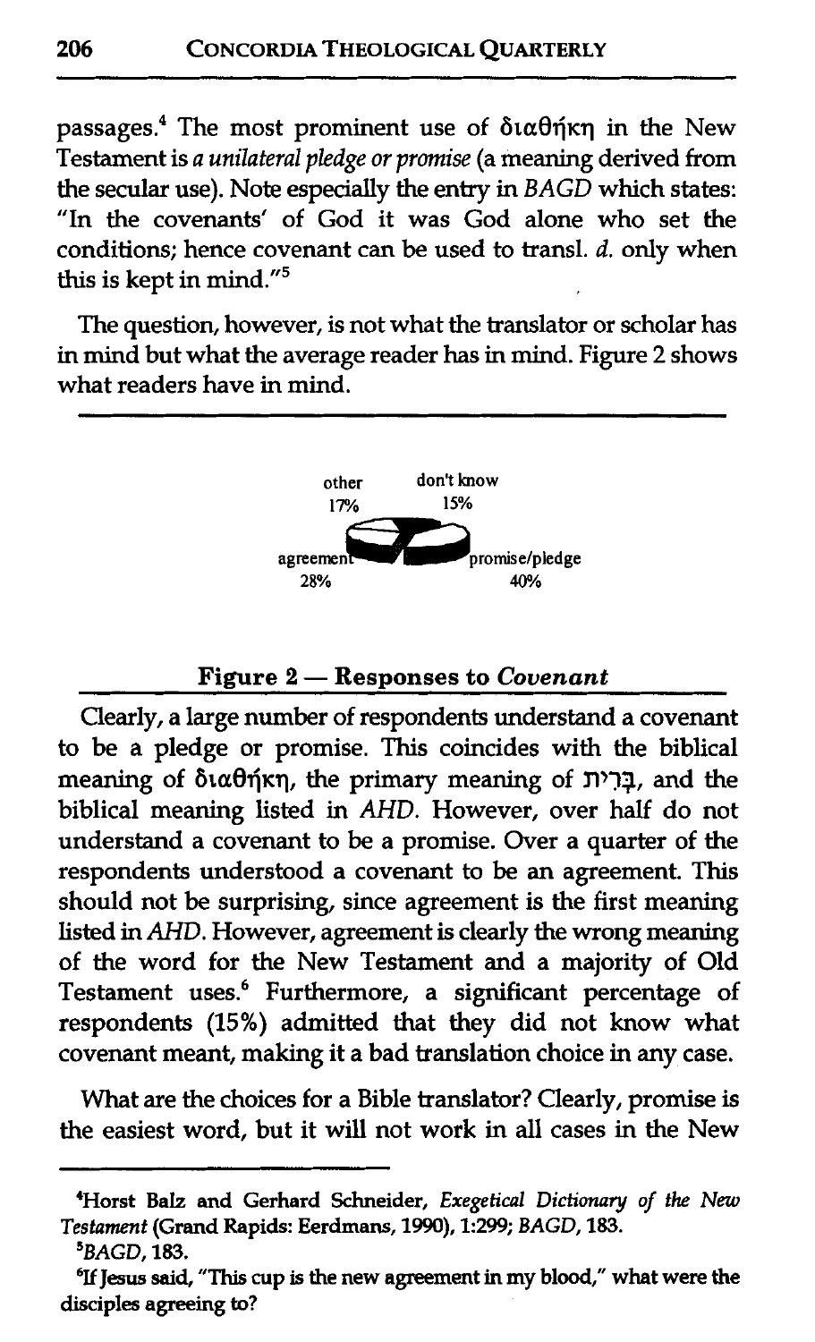passages.[4] The most prominent use of διαθήκη in the New Testament is *a unilateral pledge or promise* (a meaning derived from the secular use). Note especially the entry in *BAGD* which states: "In the covenants' of God it was God alone who set the conditions; hence covenant can be used to transl. *d.* only when this is kept in mind."[5]

The question, however, is not what the translator or scholar has in mind but what the average reader has in mind. Figure 2 shows what readers have in mind.

other 17%
don't know 15%
agreement 28%
promise/pledge 40%

**Figure 2 — Responses to *Covenant***

Clearly, a large number of respondents understand a covenant to be a pledge or promise. This coincides with the biblical meaning of διαθήκη, the primary meaning of בְּרִית, and the biblical meaning listed in *AHD*. However, over half do not understand a covenant to be a promise. Over a quarter of the respondents understood a covenant to be an agreement. This should not be surprising, since agreement is the first meaning listed in *AHD*. However, agreement is clearly the wrong meaning of the word for the New Testament and a majority of Old Testament uses.[6] Furthermore, a significant percentage of respondents (15%) admitted that they did not know what covenant meant, making it a bad translation choice in any case.

What are the choices for a Bible translator? Clearly, promise is the easiest word, but it will not work in all cases in the New

---

[4] Horst Balz and Gerhard Schneider, *Exegetical Dictionary of the New Testament* (Grand Rapids: Eerdmans, 1990), 1:299; *BAGD*, 183.

[5] *BAGD*, 183.

[6] If Jesus said, "This cup is the new agreement in my blood," what were the disciples agreeing to?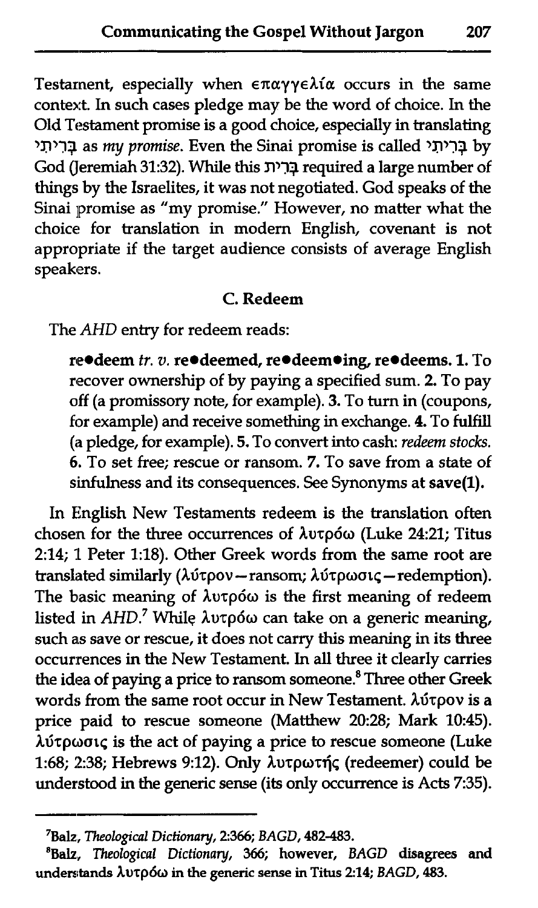Testament, especially when επαγγελία occurs in the same context. In such cases pledge may be the word of choice. In the Old Testament promise is a good choice, especially in translating בְּרִיתִי as *my promise*. Even the Sinai promise is called בְּרִיתִי by God (Jeremiah 31:32). While this בְּרִית required a large number of things by the Israelites, it was not negotiated. God speaks of the Sinai promise as "my promise." However, no matter what the choice for translation in modern English, covenant is not appropriate if the target audience consists of average English speakers.

### C. Redeem

The *AHD* entry for redeem reads:

> **re•deem** *tr. v.* **re•deemed, re•deem•ing, re•deems. 1.** To recover ownership of by paying a specified sum. **2.** To pay off (a promissory note, for example). **3.** To turn in (coupons, for example) and receive something in exchange. **4.** To fulfill (a pledge, for example). **5.** To convert into cash: *redeem stocks.* **6.** To set free; rescue or ransom. **7.** To save from a state of sinfulness and its consequences. See Synonyms at **save(1).**

In English New Testaments redeem is the translation often chosen for the three occurrences of λυτρόω (Luke 24:21; Titus 2:14; 1 Peter 1:18). Other Greek words from the same root are translated similarly (λύτρον—ransom; λύτρωσις—redemption). The basic meaning of λυτρόω is the first meaning of redeem listed in *AHD*.[7] While λυτρόω can take on a generic meaning, such as save or rescue, it does not carry this meaning in its three occurrences in the New Testament. In all three it clearly carries the idea of paying a price to ransom someone.[8] Three other Greek words from the same root occur in New Testament. λύτρον is a price paid to rescue someone (Matthew 20:28; Mark 10:45). λύτρωσις is the act of paying a price to rescue someone (Luke 1:68; 2:38; Hebrews 9:12). Only λυτρωτής (redeemer) could be understood in the generic sense (its only occurrence is Acts 7:35).

---

[7]Balz, *Theological Dictionary*, 2:366; *BAGD*, 482-483.

[8]Balz, *Theological Dictionary*, 366; however, *BAGD* disagrees and understands λυτρόω in the generic sense in Titus 2:14; *BAGD*, 483.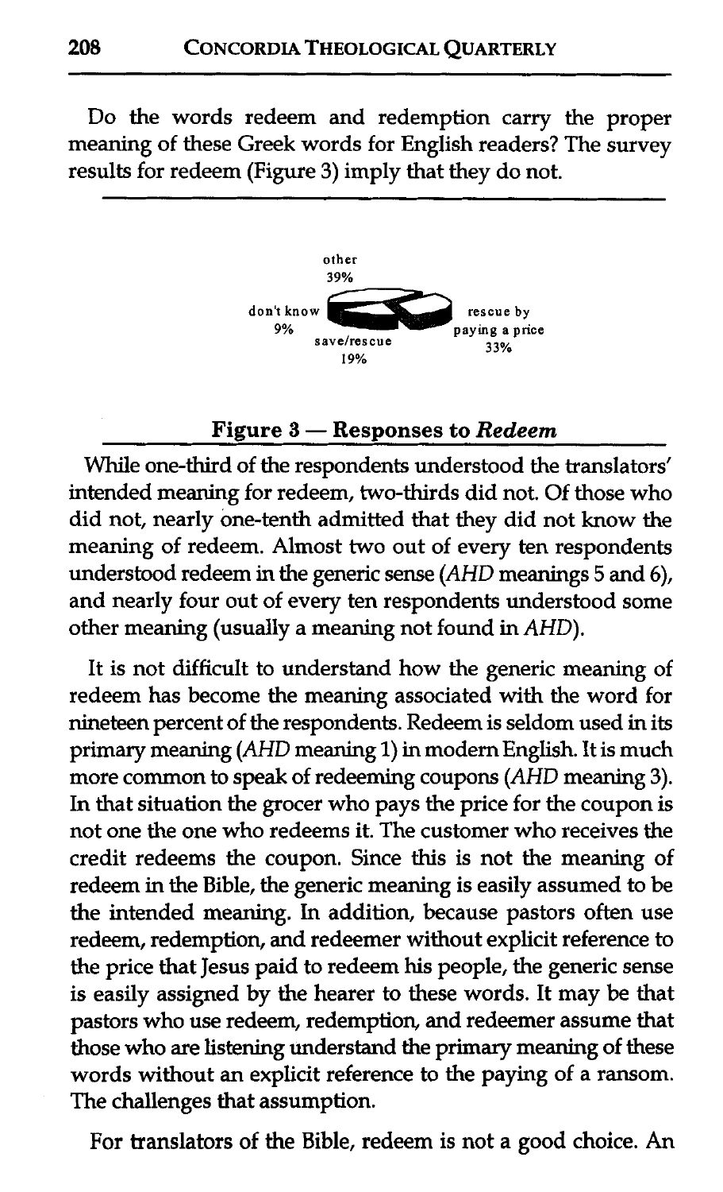Do the words redeem and redemption carry the proper meaning of these Greek words for English readers? The survey results for redeem (Figure 3) imply that they do not.

other 39%
don't know 9%
save/rescue 19%
rescue by paying a price 33%

**Figure 3 — Responses to *Redeem***

While one-third of the respondents understood the translators' intended meaning for redeem, two-thirds did not. Of those who did not, nearly one-tenth admitted that they did not know the meaning of redeem. Almost two out of every ten respondents understood redeem in the generic sense (*AHD* meanings 5 and 6), and nearly four out of every ten respondents understood some other meaning (usually a meaning not found in *AHD*).

It is not difficult to understand how the generic meaning of redeem has become the meaning associated with the word for nineteen percent of the respondents. Redeem is seldom used in its primary meaning (*AHD* meaning 1) in modern English. It is much more common to speak of redeeming coupons (*AHD* meaning 3). In that situation the grocer who pays the price for the coupon is not one the one who redeems it. The customer who receives the credit redeems the coupon. Since this is not the meaning of redeem in the Bible, the generic meaning is easily assumed to be the intended meaning. In addition, because pastors often use redeem, redemption, and redeemer without explicit reference to the price that Jesus paid to redeem his people, the generic sense is easily assigned by the hearer to these words. It may be that pastors who use redeem, redemption, and redeemer assume that those who are listening understand the primary meaning of these words without an explicit reference to the paying of a ransom. The challenges that assumption.

For translators of the Bible, redeem is not a good choice. An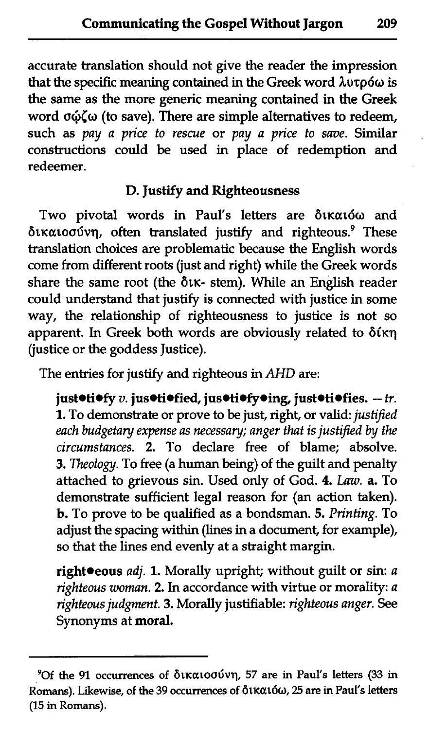accurate translation should not give the reader the impression that the specific meaning contained in the Greek word λυτρόω is the same as the more generic meaning contained in the Greek word σῴζω (to save). There are simple alternatives to redeem, such as *pay a price to rescue* or *pay a price to save*. Similar constructions could be used in place of redemption and redeemer.

### D. Justify and Righteousness

Two pivotal words in Paul's letters are δικαιόω and δικαιοσύνη, often translated justify and righteous.[9] These translation choices are problematic because the English words come from different roots (just and right) while the Greek words share the same root (the δικ- stem). While an English reader could understand that justify is connected with justice in some way, the relationship of righteousness to justice is not so apparent. In Greek both words are obviously related to δίκη (justice or the goddess Justice).

The entries for justify and righteous in *AHD* are:

> **just•ti•fy** *v.* **jus•ti•fied, jus•ti•fy•ing, just•ti•fies.** —*tr.* **1.** To demonstrate or prove to be just, right, or valid: *justified each budgetary expense as necessary; anger that is justified by the circumstances.* **2.** To declare free of blame; absolve. **3.** *Theology.* To free (a human being) of the guilt and penalty attached to grievous sin. Used only of God. **4.** *Law.* **a.** To demonstrate sufficient legal reason for (an action taken). **b.** To prove to be qualified as a bondsman. **5.** *Printing.* To adjust the spacing within (lines in a document, for example), so that the lines end evenly at a straight margin.
>
> **right•eous** *adj.* **1.** Morally upright; without guilt or sin: *a righteous woman.* **2.** In accordance with virtue or morality: *a righteous judgment.* **3.** Morally justifiable: *righteous anger.* See Synonyms at **moral.**

---

[9]Of the 91 occurrences of δικαιοσύνη, 57 are in Paul's letters (33 in Romans). Likewise, of the 39 occurrences of δικαιόω, 25 are in Paul's letters (15 in Romans).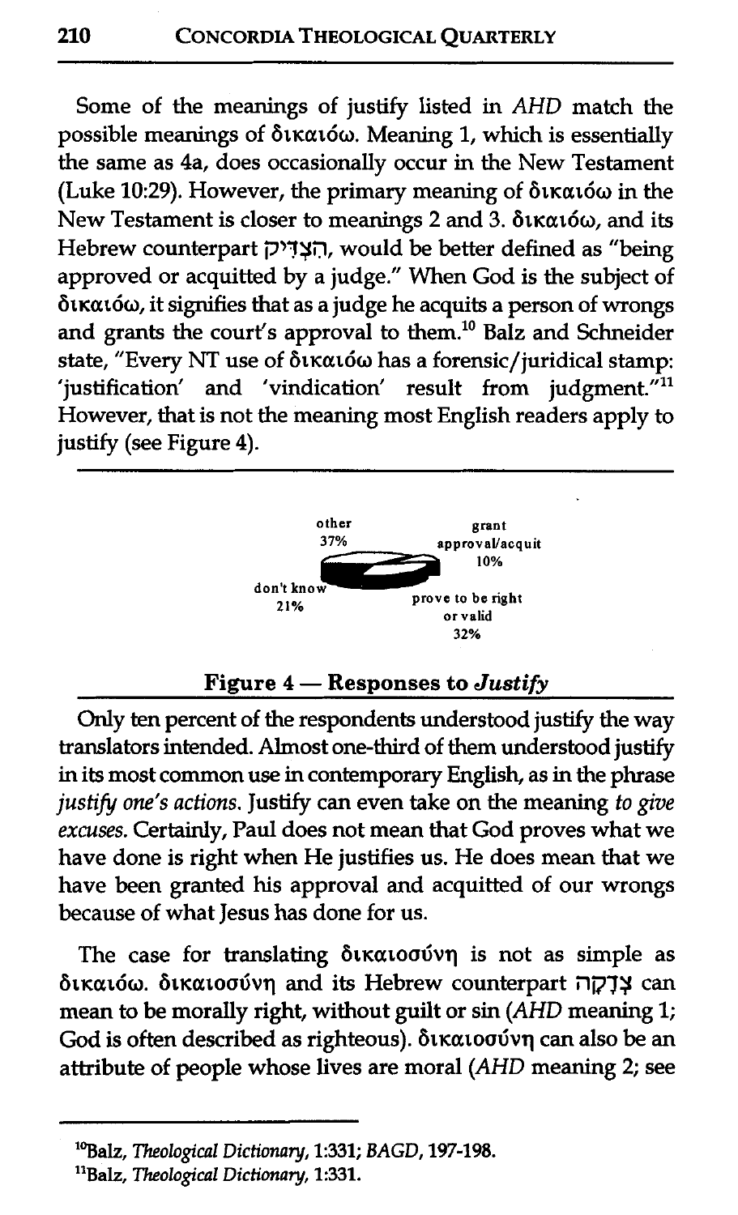Some of the meanings of justify listed in *AHD* match the possible meanings of δικαιόω. Meaning 1, which is essentially the same as 4a, does occasionally occur in the New Testament (Luke 10:29). However, the primary meaning of δικαιόω in the New Testament is closer to meanings 2 and 3. δικαιόω, and its Hebrew counterpart הִצְדִּיק, would be better defined as "being approved or acquitted by a judge." When God is the subject of δικαιόω, it signifies that as a judge he acquits a person of wrongs and grants the court's approval to them.[10] Balz and Schneider state, "Every NT use of δικαιόω has a forensic/juridical stamp: 'justification' and 'vindication' result from judgment."[11] However, that is not the meaning most English readers apply to justify (see Figure 4).

other 37%
grant approval/acquit 10%
don't know 21%
prove to be right or valid 32%

**Figure 4 — Responses to *Justify***

Only ten percent of the respondents understood justify the way translators intended. Almost one-third of them understood justify in its most common use in contemporary English, as in the phrase *justify one's actions*. Justify can even take on the meaning *to give excuses*. Certainly, Paul does not mean that God proves what we have done is right when He justifies us. He does mean that we have been granted his approval and acquitted of our wrongs because of what Jesus has done for us.

The case for translating δικαιοσύνη is not as simple as δικαιόω. δικαιοσύνη and its Hebrew counterpart צְדָקָה can mean to be morally right, without guilt or sin (*AHD* meaning 1; God is often described as righteous). δικαιοσύνη can also be an attribute of people whose lives are moral (*AHD* meaning 2; see

---

[10] Balz, *Theological Dictionary*, 1:331; *BAGD*, 197-198.

[11] Balz, *Theological Dictionary*, 1:331.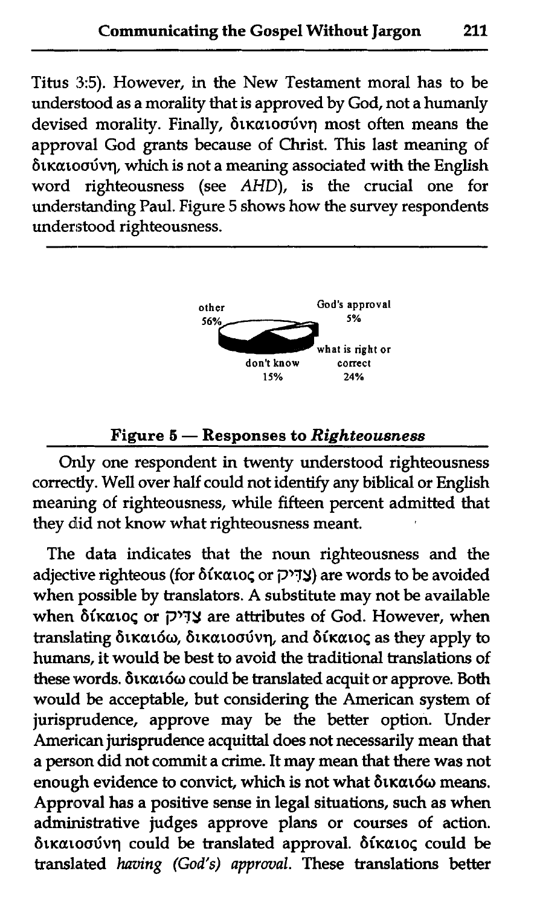Titus 3:5). However, in the New Testament moral has to be understood as a morality that is approved by God, not a humanly devised morality. Finally, δικαιοσύνη most often means the approval God grants because of Christ. This last meaning of δικαιοσύνη, which is not a meaning associated with the English word righteousness (see *AHD*), is the crucial one for understanding Paul. Figure 5 shows how the survey respondents understood righteousness.

**Figure 5 — Responses to *Righteousness***

Only one respondent in twenty understood righteousness correctly. Well over half could not identify any biblical or English meaning of righteousness, while fifteen percent admitted that they did not know what righteousness meant.

The data indicates that the noun righteousness and the adjective righteous (for δίκαιος or צדיק) are words to be avoided when possible by translators. A substitute may not be available when δίκαιος or צדיק are attributes of God. However, when translating δικαιόω, δικαιοσύνη, and δίκαιος as they apply to humans, it would be best to avoid the traditional translations of these words. δικαιόω could be translated acquit or approve. Both would be acceptable, but considering the American system of jurisprudence, approve may be the better option. Under American jurisprudence acquittal does not necessarily mean that a person did not commit a crime. It may mean that there was not enough evidence to convict, which is not what δικαιόω means. Approval has a positive sense in legal situations, such as when administrative judges approve plans or courses of action. δικαιοσύνη could be translated approval. δίκαιος could be translated *having (God's) approval*. These translations better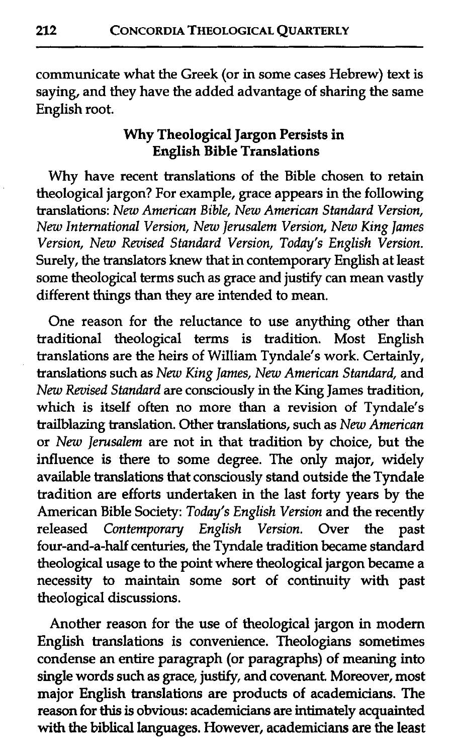communicate what the Greek (or in some cases Hebrew) text is saying, and they have the added advantage of sharing the same English root.

## Why Theological Jargon Persists in English Bible Translations

Why have recent translations of the Bible chosen to retain theological jargon? For example, grace appears in the following translations: *New American Bible, New American Standard Version, New International Version, New Jerusalem Version, New King James Version, New Revised Standard Version, Today's English Version.* Surely, the translators knew that in contemporary English at least some theological terms such as grace and justify can mean vastly different things than they are intended to mean.

One reason for the reluctance to use anything other than traditional theological terms is tradition. Most English translations are the heirs of William Tyndale's work. Certainly, translations such as *New King James, New American Standard,* and *New Revised Standard* are consciously in the King James tradition, which is itself often no more than a revision of Tyndale's trailblazing translation. Other translations, such as *New American* or *New Jerusalem* are not in that tradition by choice, but the influence is there to some degree. The only major, widely available translations that consciously stand outside the Tyndale tradition are efforts undertaken in the last forty years by the American Bible Society: *Today's English Version* and the recently released *Contemporary English Version.* Over the past four-and-a-half centuries, the Tyndale tradition became standard theological usage to the point where theological jargon became a necessity to maintain some sort of continuity with past theological discussions.

Another reason for the use of theological jargon in modern English translations is convenience. Theologians sometimes condense an entire paragraph (or paragraphs) of meaning into single words such as grace, justify, and covenant. Moreover, most major English translations are products of academicians. The reason for this is obvious: academicians are intimately acquainted with the biblical languages. However, academicians are the least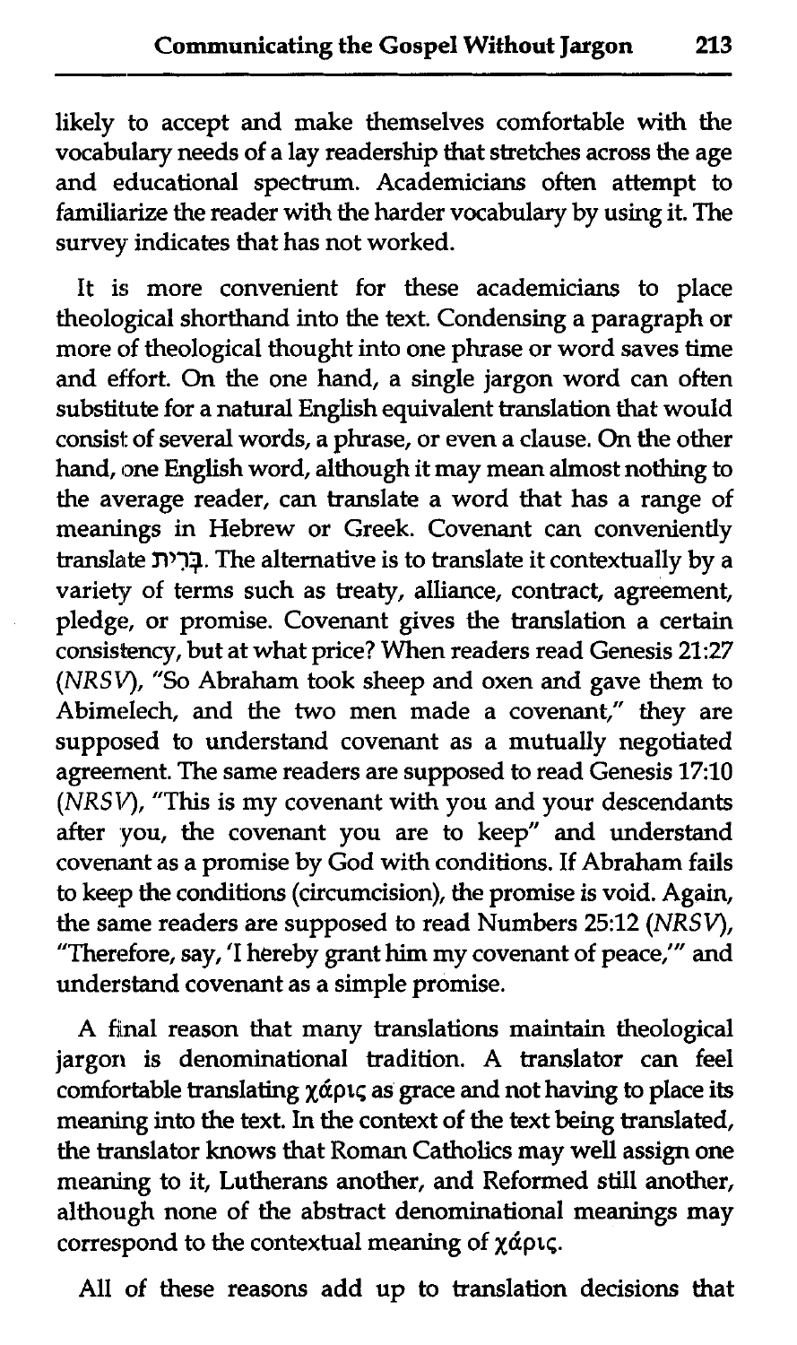likely to accept and make themselves comfortable with the vocabulary needs of a lay readership that stretches across the age and educational spectrum. Academicians often attempt to familiarize the reader with the harder vocabulary by using it. The survey indicates that has not worked.

It is more convenient for these academicians to place theological shorthand into the text. Condensing a paragraph or more of theological thought into one phrase or word saves time and effort. On the one hand, a single jargon word can often substitute for a natural English equivalent translation that would consist of several words, a phrase, or even a clause. On the other hand, one English word, although it may mean almost nothing to the average reader, can translate a word that has a range of meanings in Hebrew or Greek. Covenant can conveniently translate בְּרִית. The alternative is to translate it contextually by a variety of terms such as treaty, alliance, contract, agreement, pledge, or promise. Covenant gives the translation a certain consistency, but at what price? When readers read Genesis 21:27 (*NRSV*), "So Abraham took sheep and oxen and gave them to Abimelech, and the two men made a covenant," they are supposed to understand covenant as a mutually negotiated agreement. The same readers are supposed to read Genesis 17:10 (*NRSV*), "This is my covenant with you and your descendants after you, the covenant you are to keep" and understand covenant as a promise by God with conditions. If Abraham fails to keep the conditions (circumcision), the promise is void. Again, the same readers are supposed to read Numbers 25:12 (*NRSV*), "Therefore, say, 'I hereby grant him my covenant of peace,'" and understand covenant as a simple promise.

A final reason that many translations maintain theological jargon is denominational tradition. A translator can feel comfortable translating χάρις as grace and not having to place its meaning into the text. In the context of the text being translated, the translator knows that Roman Catholics may well assign one meaning to it, Lutherans another, and Reformed still another, although none of the abstract denominational meanings may correspond to the contextual meaning of χάρις.

All of these reasons add up to translation decisions that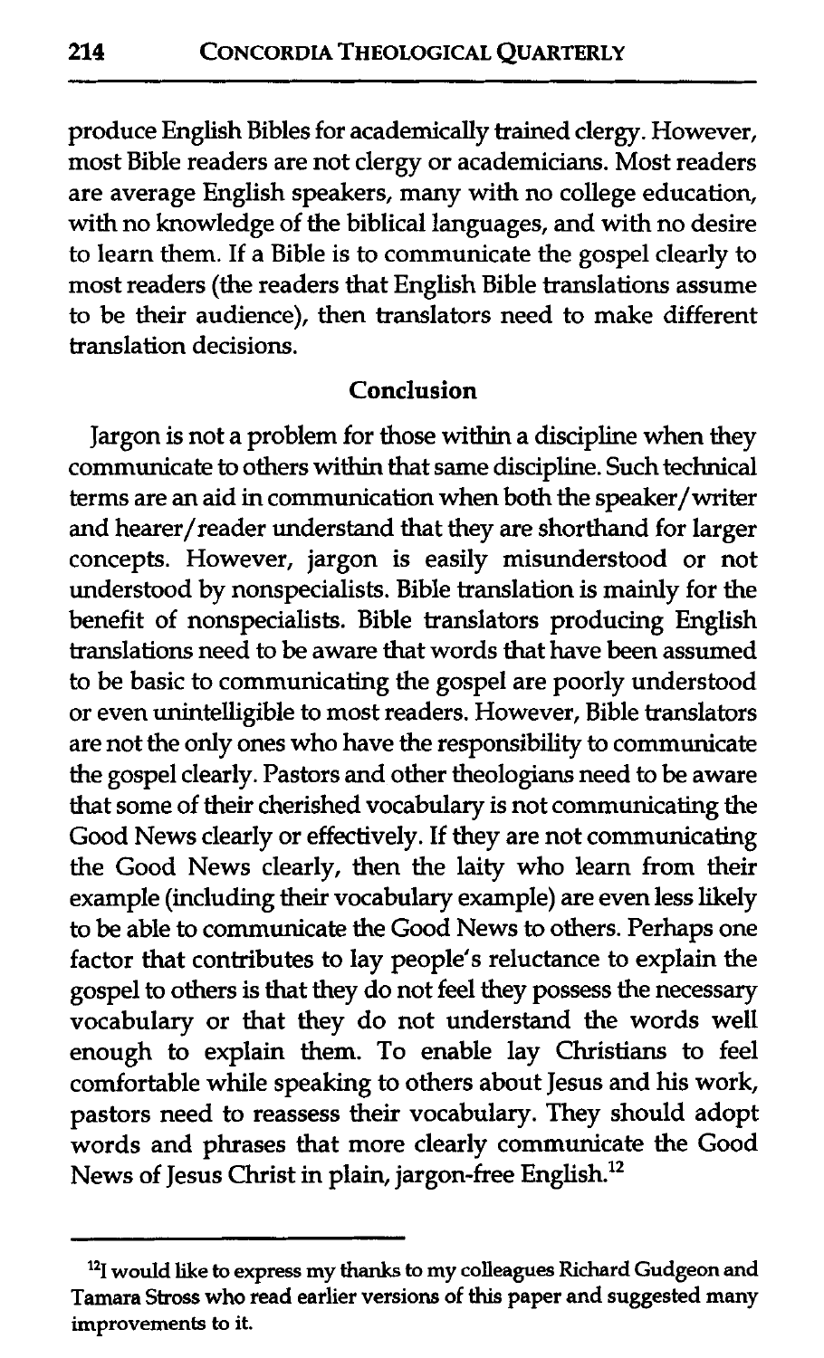produce English Bibles for academically trained clergy. However, most Bible readers are not clergy or academicians. Most readers are average English speakers, many with no college education, with no knowledge of the biblical languages, and with no desire to learn them. If a Bible is to communicate the gospel clearly to most readers (the readers that English Bible translations assume to be their audience), then translators need to make different translation decisions.

## Conclusion

Jargon is not a problem for those within a discipline when they communicate to others within that same discipline. Such technical terms are an aid in communication when both the speaker/writer and hearer/reader understand that they are shorthand for larger concepts. However, jargon is easily misunderstood or not understood by nonspecialists. Bible translation is mainly for the benefit of nonspecialists. Bible translators producing English translations need to be aware that words that have been assumed to be basic to communicating the gospel are poorly understood or even unintelligible to most readers. However, Bible translators are not the only ones who have the responsibility to communicate the gospel clearly. Pastors and other theologians need to be aware that some of their cherished vocabulary is not communicating the Good News clearly or effectively. If they are not communicating the Good News clearly, then the laity who learn from their example (including their vocabulary example) are even less likely to be able to communicate the Good News to others. Perhaps one factor that contributes to lay people's reluctance to explain the gospel to others is that they do not feel they possess the necessary vocabulary or that they do not understand the words well enough to explain them. To enable lay Christians to feel comfortable while speaking to others about Jesus and his work, pastors need to reassess their vocabulary. They should adopt words and phrases that more clearly communicate the Good News of Jesus Christ in plain, jargon-free English.[12]

---

[12] I would like to express my thanks to my colleagues Richard Gudgeon and Tamara Stross who read earlier versions of this paper and suggested many improvements to it.